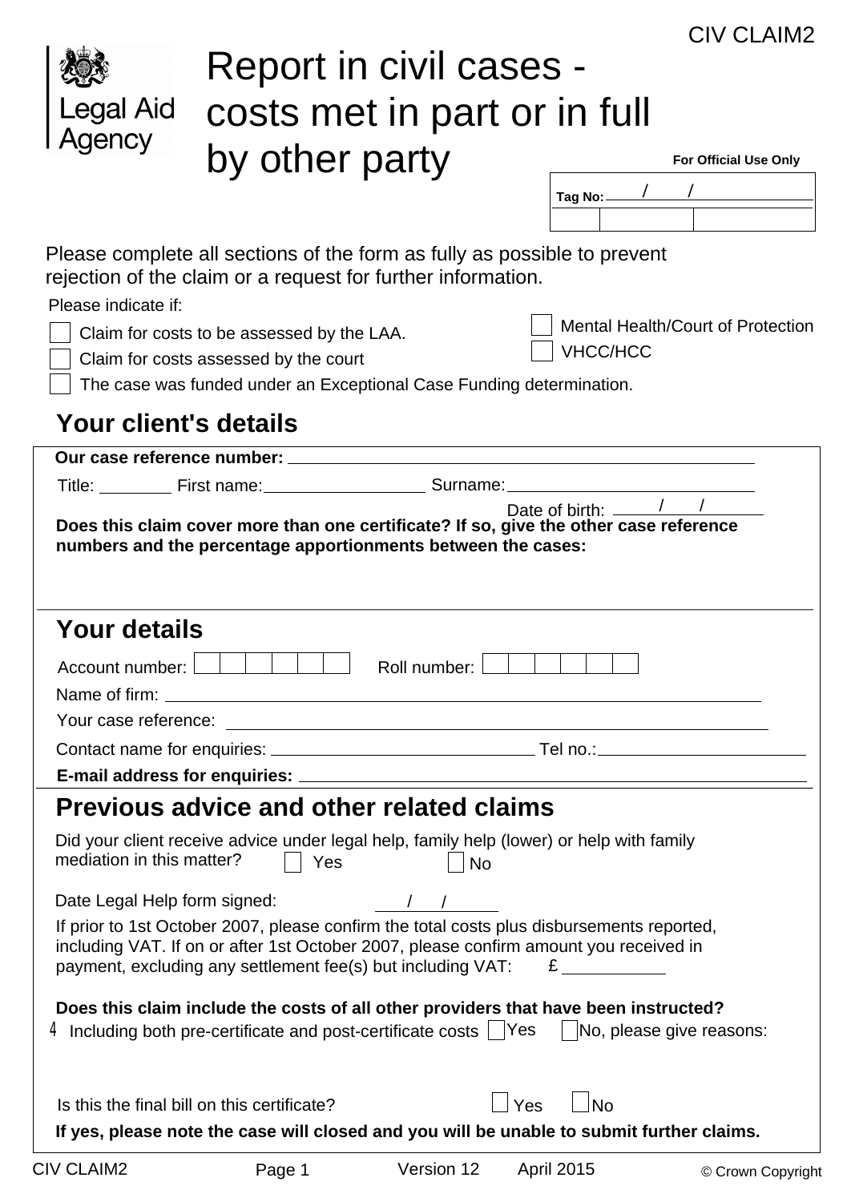CIV CLAIM2

Legal Aid Agency

# Report in civil cases - costs met in part or in full by other party

**For Official Use Only**

**Tag No:** ____ / ____ / ____

Please complete all sections of the form as fully as possible to prevent rejection of the claim or a request for further information.

Please indicate if:

- ☐ Claim for costs to be assessed by the LAA.
- ☐ Claim for costs assessed by the court
- ☐ The case was funded under an Exceptional Case Funding determination.
- ☐ Mental Health/Court of Protection
- ☐ VHCC/HCC

## Your client's details

**Our case reference number:** ____________________

Title: ________ First name: ________________ Surname: ____________________

Date of birth: ____ / ____ / ____

**Does this claim cover more than one certificate? If so, give the other case reference numbers and the percentage apportionments between the cases:**

## Your details

Account number: ☐☐☐☐☐☐ Roll number: ☐☐☐☐☐☐

Name of firm: ____________________

Your case reference: ____________________

Contact name for enquiries: ____________________ Tel no.: ____________________

**E-mail address for enquiries:** ____________________

## Previous advice and other related claims

Did your client receive advice under legal help, family help (lower) or help with family mediation in this matter? ☐ Yes ☐ No

Date Legal Help form signed: ____ / ____ / ____

If prior to 1st October 2007, please confirm the total costs plus disbursements reported, including VAT. If on or after 1st October 2007, please confirm amount you received in payment, excluding any settlement fee(s) but including VAT: £ ________

**Does this claim include the costs of all other providers that have been instructed?**

4 Including both pre-certificate and post-certificate costs ☐ Yes ☐ No, please give reasons:

Is this the final bill on this certificate? ☐ Yes ☐ No

**If yes, please note the case will closed and you will be unable to submit further claims.**

CIV CLAIM2 Version 12 April 2015 © Crown Copyright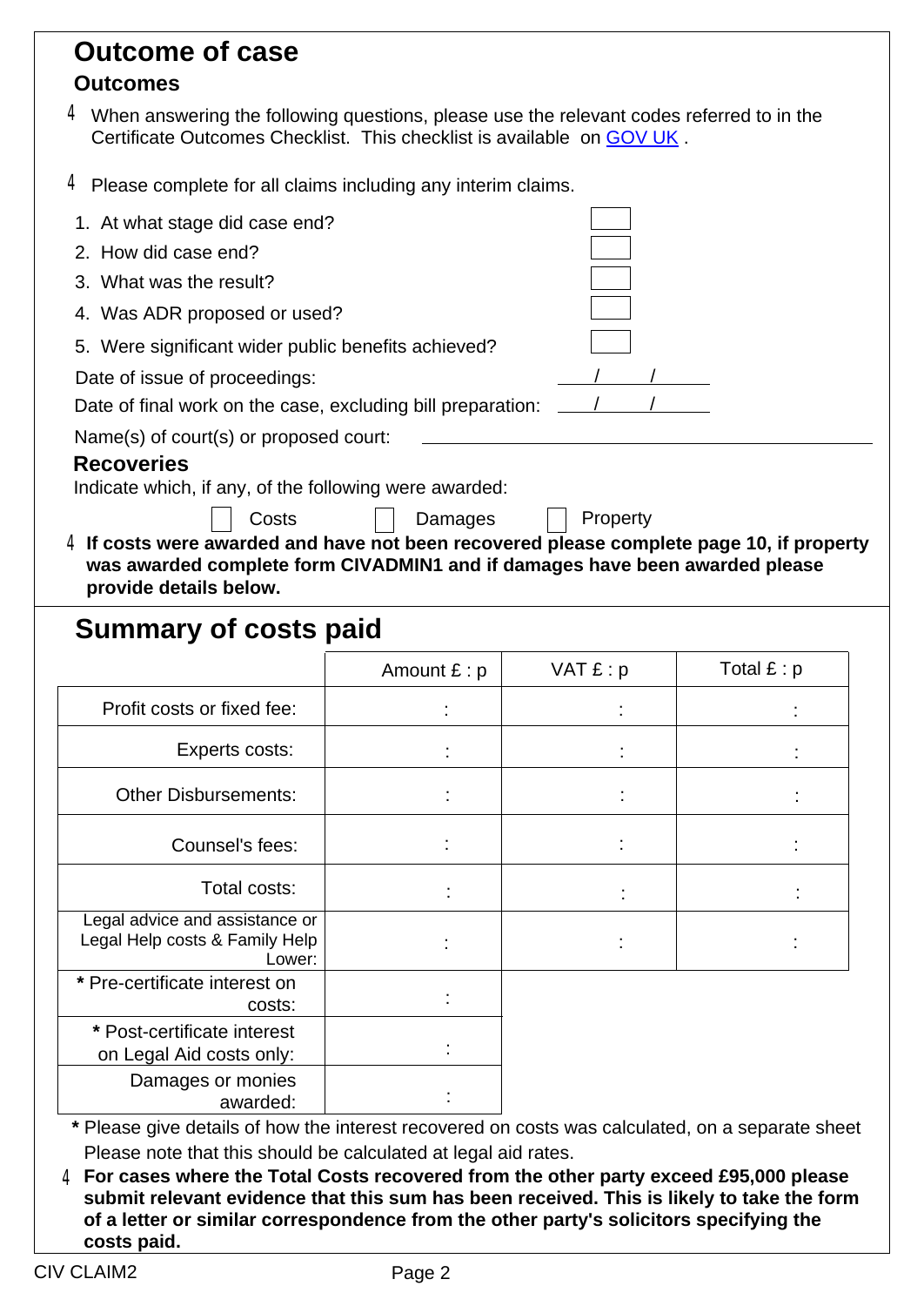# Outcome of case

## Outcomes

- When answering the following questions, please use the relevant codes referred to in the Certificate Outcomes Checklist. This checklist is available on GOV UK .
- Please complete for all claims including any interim claims.

1. At what stage did case end? ☐
2. How did case end? ☐
3. What was the result? ☐
4. Was ADR proposed or used? ☐
5. Were significant wider public benefits achieved? ☐

Date of issue of proceedings: ____/____/____

Date of final work on the case, excluding bill preparation: ____/____/____

Name(s) of court(s) or proposed court: ______________________________

## Recoveries

Indicate which, if any, of the following were awarded:

☐ Costs ☐ Damages ☐ Property

- **If costs were awarded and have not been recovered please complete page 10, if property was awarded complete form CIVADMIN1 and if damages have been awarded please provide details below.**

# Summary of costs paid

| | Amount £ : p | VAT £ : p | Total £ : p |
|---|---|---|---|
| Profit costs or fixed fee: | : | : | : |
| Experts costs: | : | : | : |
| Other Disbursements: | : | : | : |
| Counsel's fees: | : | : | : |
| Total costs: | : | : | : |
| Legal advice and assistance or Legal Help costs & Family Help Lower: | : | : | : |
| * Pre-certificate interest on costs: | : | | |
| * Post-certificate interest on Legal Aid costs only: | : | | |
| Damages or monies awarded: | : | | |

* Please give details of how the interest recovered on costs was calculated, on a separate sheet
  Please note that this should be calculated at legal aid rates.

- **For cases where the Total Costs recovered from the other party exceed £95,000 please submit relevant evidence that this sum has been received. This is likely to take the form of a letter or similar correspondence from the other party's solicitors specifying the costs paid.**

CIV CLAIM2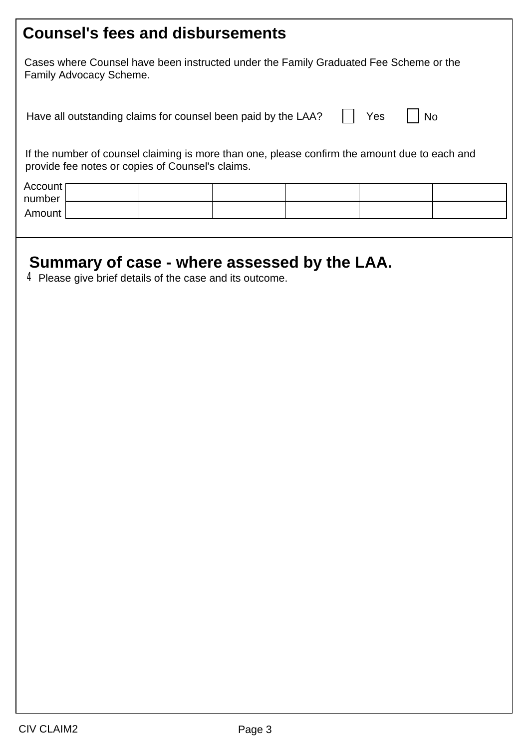## Counsel's fees and disbursements

Cases where Counsel have been instructed under the Family Graduated Fee Scheme or the Family Advocacy Scheme.

Have all outstanding claims for counsel been paid by the LAA? ☐ Yes ☐ No

If the number of counsel claiming is more than one, please confirm the amount due to each and provide fee notes or copies of Counsel's claims.

| Account number | | | | | | |
|---|---|---|---|---|---|---|
| Amount | | | | | | |

## Summary of case - where assessed by the LAA.

4 Please give brief details of the case and its outcome.

CIV CLAIM2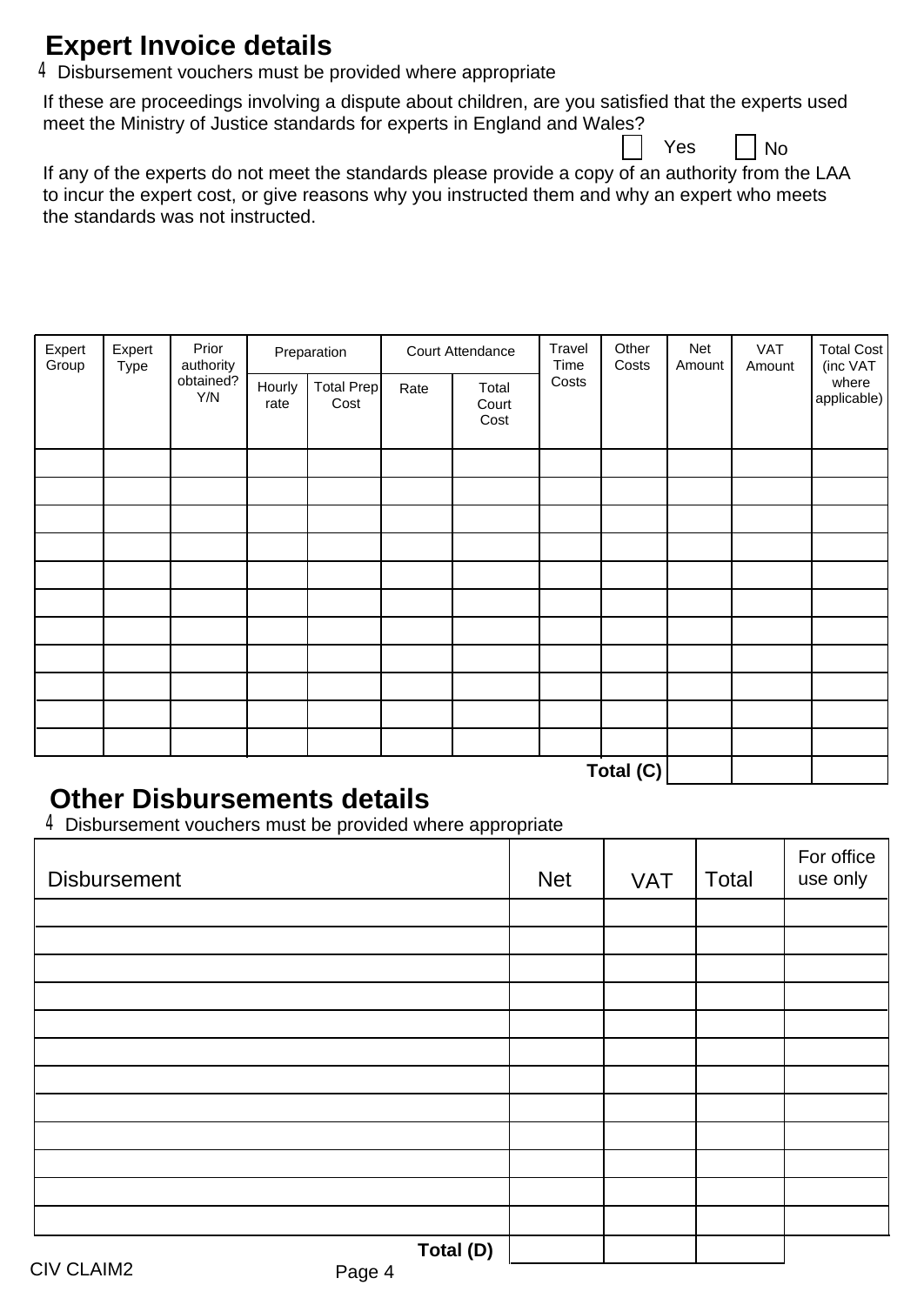## Expert Invoice details

4 Disbursement vouchers must be provided where appropriate

If these are proceedings involving a dispute about children, are you satisfied that the experts used meet the Ministry of Justice standards for experts in England and Wales?

☐ Yes ☐ No

If any of the experts do not meet the standards please provide a copy of an authority from the LAA to incur the expert cost, or give reasons why you instructed them and why an expert who meets the standards was not instructed.

| Expert Group | Expert Type | Prior authority obtained? Y/N | Preparation | | Court Attendance | | Travel Time Costs | Other Costs | Net Amount | VAT Amount | Total Cost (inc VAT where applicable) |
|---|---|---|---|---|---|---|---|---|---|---|---|
| | | | Hourly rate | Total Prep Cost | Rate | Total Court Cost | | | | | |
| | | | | | | | | | | | |
| | | | | | | | | | | | |
| | | | | | | | | | | | |
| | | | | | | | | | | | |
| | | | | | | | | | | | |
| | | | | | | | | | | | |
| | | | | | | | | | | | |
| | | | | | | | | | | | |
| | | | | | | | | | | | |
| | | | | | | | | | | | |
| | | | | | | | | | | | |
| | | | | | | | | **Total (C)** | | | |

## Other Disbursements details

4 Disbursement vouchers must be provided where appropriate

| Disbursement | Net | VAT | Total | For office use only |
|---|---|---|---|---|
| | | | | |
| | | | | |
| | | | | |
| | | | | |
| | | | | |
| | | | | |
| | | | | |
| | | | | |
| | | | | |
| | | | | |
| | | | | |
| | | | | |
| **Total (D)** | | | | |

CIV CLAIM2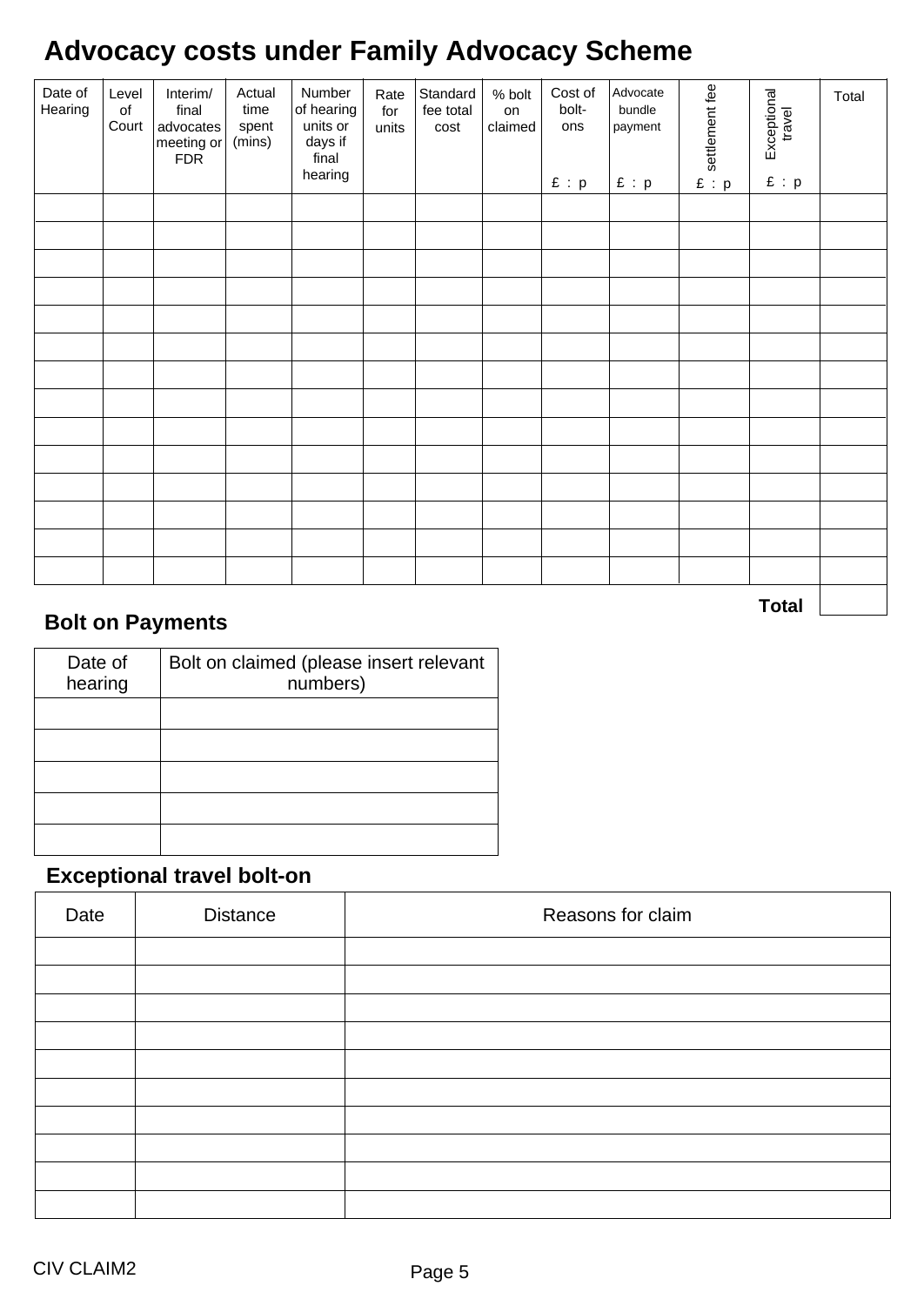## Advocacy costs under Family Advocacy Scheme

| Date of Hearing | Level of Court | Interim/ final advocates meeting or FDR | Actual time spent (mins) | Number of hearing units or days if final hearing | Rate for units | Standard fee total cost | % bolt on claimed | Cost of bolt-ons £ : p | Advocate bundle payment £ : p | settlement fee £ : p | Exceptional travel £ : p | Total |
|---|---|---|---|---|---|---|---|---|---|---|---|---|
| | | | | | | | | | | | | |
| | | | | | | | | | | | | |
| | | | | | | | | | | | | |
| | | | | | | | | | | | | |
| | | | | | | | | | | | | |
| | | | | | | | | | | | | |
| | | | | | | | | | | | | |
| | | | | | | | | | | | | |
| | | | | | | | | | | | | |
| | | | | | | | | | | | | |
| | | | | | | | | | | | | |
| | | | | | | | | | | | | |
| | | | | | | | | | | | | |
| | | | | | | | | | | | | |
| | | | | | | | | | | | **Total** | |

### Bolt on Payments

| Date of hearing | Bolt on claimed (please insert relevant numbers) |
|---|---|
| | |
| | |
| | |
| | |
| | |

### Exceptional travel bolt-on

| Date | Distance | Reasons for claim |
|---|---|---|
| | | |
| | | |
| | | |
| | | |
| | | |
| | | |
| | | |
| | | |
| | | |
| | | |

CIV CLAIM2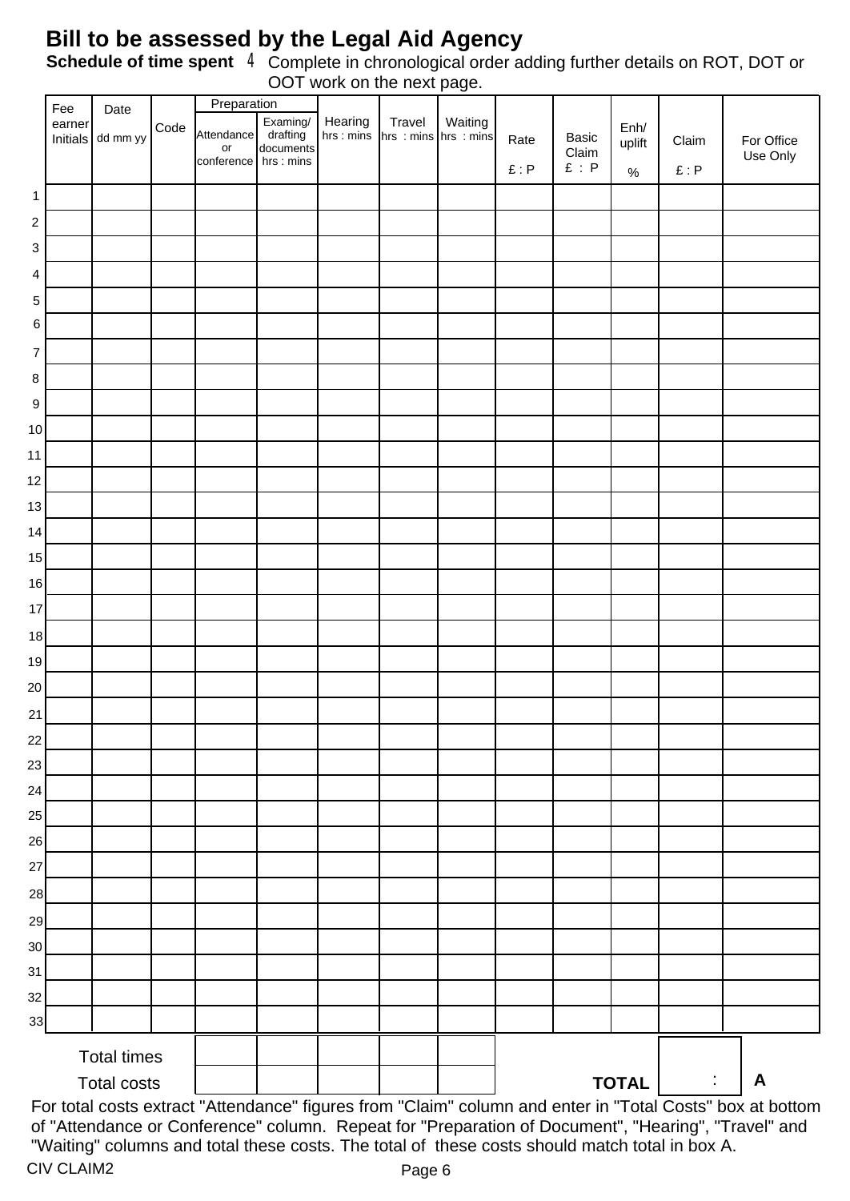# Bill to be assessed by the Legal Aid Agency

**Schedule of time spent** 4 Complete in chronological order adding further details on ROT, DOT or OOT work on the next page.

| | Fee earner Initials | Date dd mm yy | Code | Preparation | | Hearing hrs : mins | Travel hrs : mins | Waiting hrs : mins | Rate £ : P | Basic Claim £ : P | Enh/ uplift % | Claim £ : P | For Office Use Only |
|---|---|---|---|---|---|---|---|---|---|---|---|---|---|
| | | | | Attendance or conference | Examing/ drafting documents hrs : mins | | | | | | | | |
| 1 | | | | | | | | | | | | | |
| 2 | | | | | | | | | | | | | |
| 3 | | | | | | | | | | | | | |
| 4 | | | | | | | | | | | | | |
| 5 | | | | | | | | | | | | | |
| 6 | | | | | | | | | | | | | |
| 7 | | | | | | | | | | | | | |
| 8 | | | | | | | | | | | | | |
| 9 | | | | | | | | | | | | | |
| 10 | | | | | | | | | | | | | |
| 11 | | | | | | | | | | | | | |
| 12 | | | | | | | | | | | | | |
| 13 | | | | | | | | | | | | | |
| 14 | | | | | | | | | | | | | |
| 15 | | | | | | | | | | | | | |
| 16 | | | | | | | | | | | | | |
| 17 | | | | | | | | | | | | | |
| 18 | | | | | | | | | | | | | |
| 19 | | | | | | | | | | | | | |
| 20 | | | | | | | | | | | | | |
| 21 | | | | | | | | | | | | | |
| 22 | | | | | | | | | | | | | |
| 23 | | | | | | | | | | | | | |
| 24 | | | | | | | | | | | | | |
| 25 | | | | | | | | | | | | | |
| 26 | | | | | | | | | | | | | |
| 27 | | | | | | | | | | | | | |
| 28 | | | | | | | | | | | | | |
| 29 | | | | | | | | | | | | | |
| 30 | | | | | | | | | | | | | |
| 31 | | | | | | | | | | | | | |
| 32 | | | | | | | | | | | | | |
| 33 | | | | | | | | | | | | | |
| | Total times | | | | | | | | | | | | |
| | Total costs | | | | | | | | | | **TOTAL** | : | **A** |

For total costs extract "Attendance" figures from "Claim" column and enter in "Total Costs" box at bottom of "Attendance or Conference" column. Repeat for "Preparation of Document", "Hearing", "Travel" and "Waiting" columns and total these costs. The total of these costs should match total in box A.

CIV CLAIM2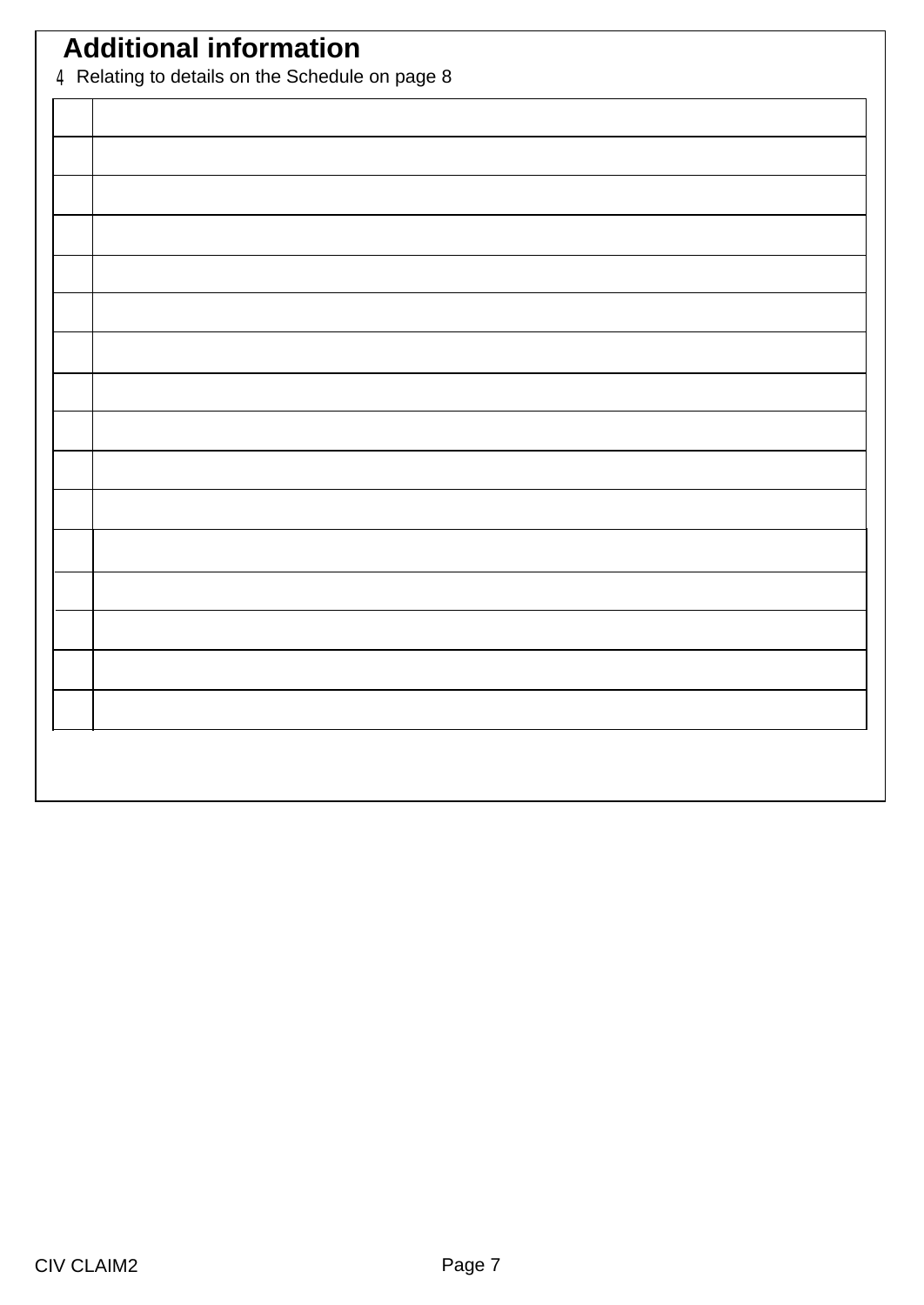## Additional information

4 Relating to details on the Schedule on page 8

| | |
|---|---|
| | |
| | |
| | |
| | |
| | |
| | |
| | |
| | |
| | |
| | |
| | |
| | |
| | |
| | |
| | |

CIV CLAIM2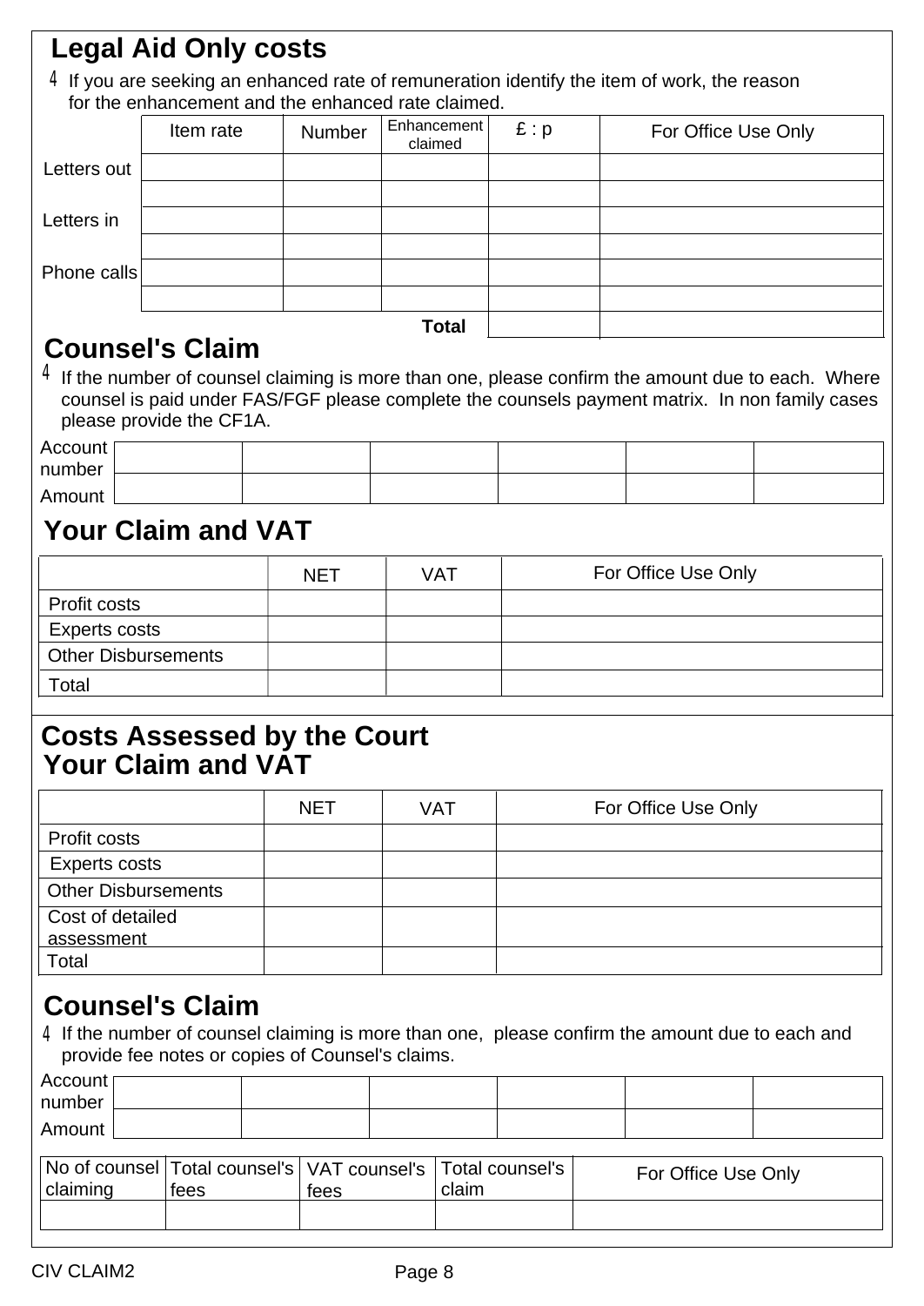## Legal Aid Only costs

4 If you are seeking an enhanced rate of remuneration identify the item of work, the reason for the enhancement and the enhanced rate claimed.

| | Item rate | Number | Enhancement claimed | £ : p | For Office Use Only |
|---|---|---|---|---|---|
| Letters out | | | | | |
| | | | | | |
| Letters in | | | | | |
| | | | | | |
| Phone calls | | | | | |
| | | | | | |
| | | | Total | | |

## Counsel's Claim

4 If the number of counsel claiming is more than one, please confirm the amount due to each. Where counsel is paid under FAS/FGF please complete the counsels payment matrix. In non family cases please provide the CF1A.

| Account number | | | | | | |
|---|---|---|---|---|---|---|
| Amount | | | | | | |

## Your Claim and VAT

| | NET | VAT | For Office Use Only |
|---|---|---|---|
| Profit costs | | | |
| Experts costs | | | |
| Other Disbursements | | | |
| Total | | | |

## Costs Assessed by the Court

## Your Claim and VAT

| | NET | VAT | For Office Use Only |
|---|---|---|---|
| Profit costs | | | |
| Experts costs | | | |
| Other Disbursements | | | |
| Cost of detailed assessment | | | |
| Total | | | |

## Counsel's Claim

4 If the number of counsel claiming is more than one, please confirm the amount due to each and provide fee notes or copies of Counsel's claims.

| Account number | | | | | | |
|---|---|---|---|---|---|---|
| Amount | | | | | | |

| No of counsel claiming | Total counsel's fees | VAT counsel's fees | Total counsel's claim | For Office Use Only |
|---|---|---|---|---|
| | | | | |

CIV CLAIM2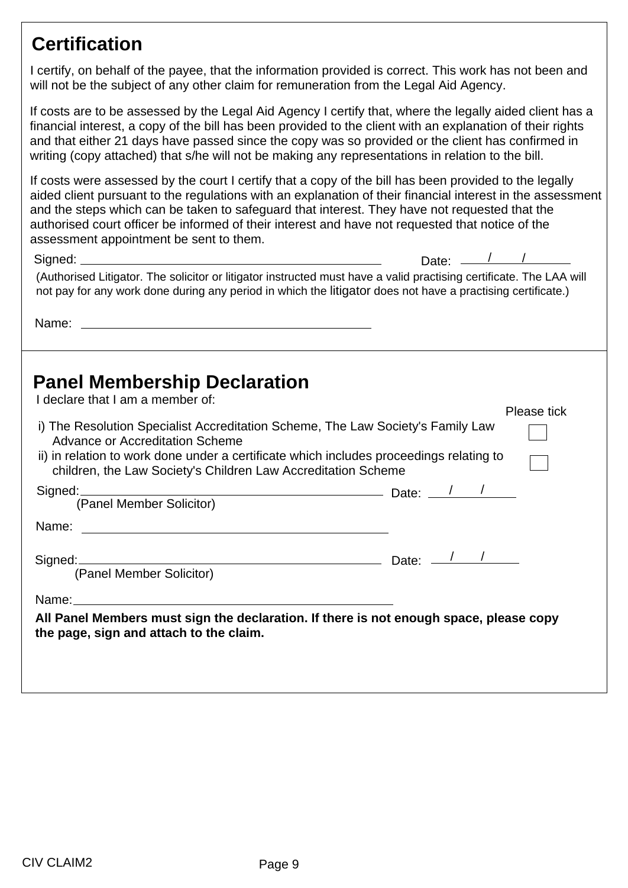## Certification

I certify, on behalf of the payee, that the information provided is correct. This work has not been and will not be the subject of any other claim for remuneration from the Legal Aid Agency.

If costs are to be assessed by the Legal Aid Agency I certify that, where the legally aided client has a financial interest, a copy of the bill has been provided to the client with an explanation of their rights and that either 21 days have passed since the copy was so provided or the client has confirmed in writing (copy attached) that s/he will not be making any representations in relation to the bill.

If costs were assessed by the court I certify that a copy of the bill has been provided to the legally aided client pursuant to the regulations with an explanation of their financial interest in the assessment and the steps which can be taken to safeguard that interest. They have not requested that the authorised court officer be informed of their interest and have not requested that notice of the assessment appointment be sent to them.

Signed: ______________________________ Date: ____/____/______

(Authorised Litigator. The solicitor or litigator instructed must have a valid practising certificate. The LAA will not pay for any work done during any period in which the litigator does not have a practising certificate.)

Name: ______________________________

## Panel Membership Declaration

I declare that I am a member of:

| | Please tick |
|---|---|
| i) The Resolution Specialist Accreditation Scheme, The Law Society's Family Law Advance or Accreditation Scheme | ☐ |
| ii) in relation to work done under a certificate which includes proceedings relating to children, the Law Society's Children Law Accreditation Scheme | ☐ |

Signed: ______________________________ Date: ____/____/______
(Panel Member Solicitor)

Name: ______________________________

Signed: ______________________________ Date: ____/____/______
(Panel Member Solicitor)

Name: ______________________________

**All Panel Members must sign the declaration. If there is not enough space, please copy the page, sign and attach to the claim.**

CIV CLAIM2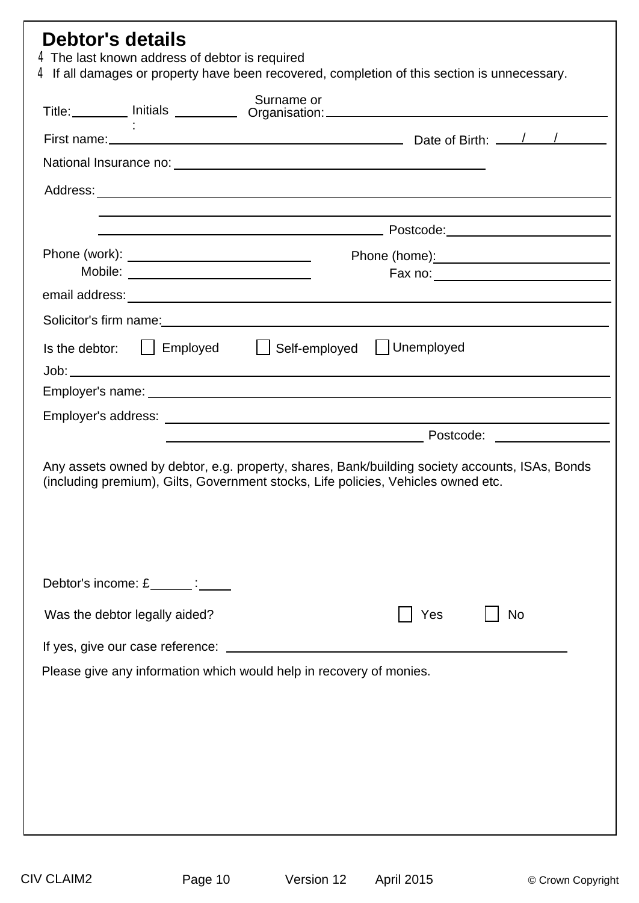## Debtor's details

- The last known address of debtor is required
- If all damages or property have been recovered, completion of this section is unnecessary.

Title: ________ Initials: ________ Surname or Organisation: ____________________

First name: ____________________ Date of Birth: ___/___/___

National Insurance no: ____________________

Address: ____________________

____________________

____________________ Postcode: ____________

Phone (work): ____________ Phone (home): ____________

Mobile: ____________ Fax no: ____________

email address: ____________________

Solicitor's firm name: ____________________

Is the debtor: ☐ Employed ☐ Self-employed ☐ Unemployed

Job: ____________________

Employer's name: ____________________

Employer's address: ____________________

____________________ Postcode: ____________

Any assets owned by debtor, e.g. property, shares, Bank/building society accounts, ISAs, Bonds (including premium), Gilts, Government stocks, Life policies, Vehicles owned etc.

Debtor's income: £______ : ____

Was the debtor legally aided? ☐ Yes ☐ No

If yes, give our case reference: ____________________

Please give any information which would help in recovery of monies.

CIV CLAIM2 Version 12 April 2015 © Crown Copyright